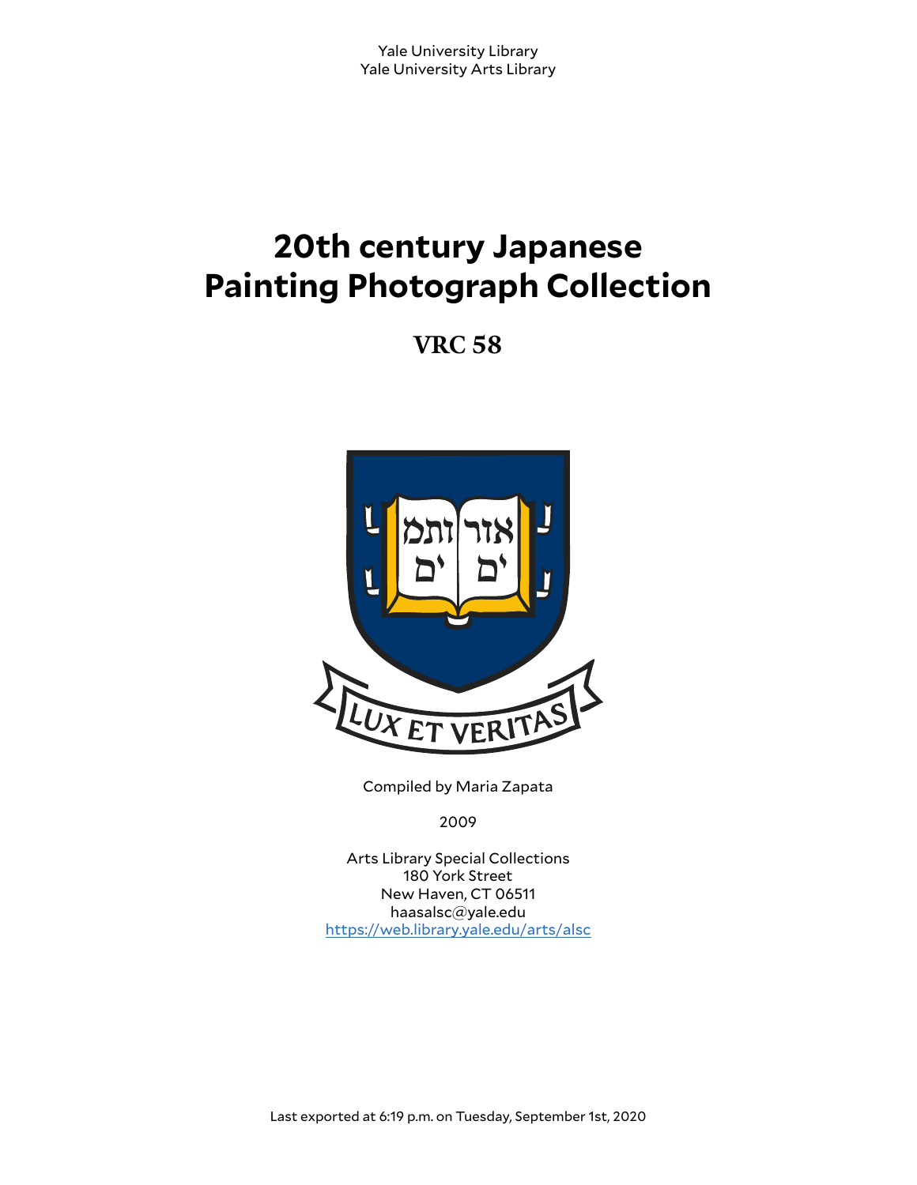Yale University Library
Yale University Arts Library

# 20th century Japanese Painting Photograph Collection

## VRC 58

Compiled by Maria Zapata

2009

Arts Library Special Collections
180 York Street
New Haven, CT 06511
haasalsc@yale.edu
https://web.library.yale.edu/arts/alsc

Last exported at 6:19 p.m. on Tuesday, September 1st, 2020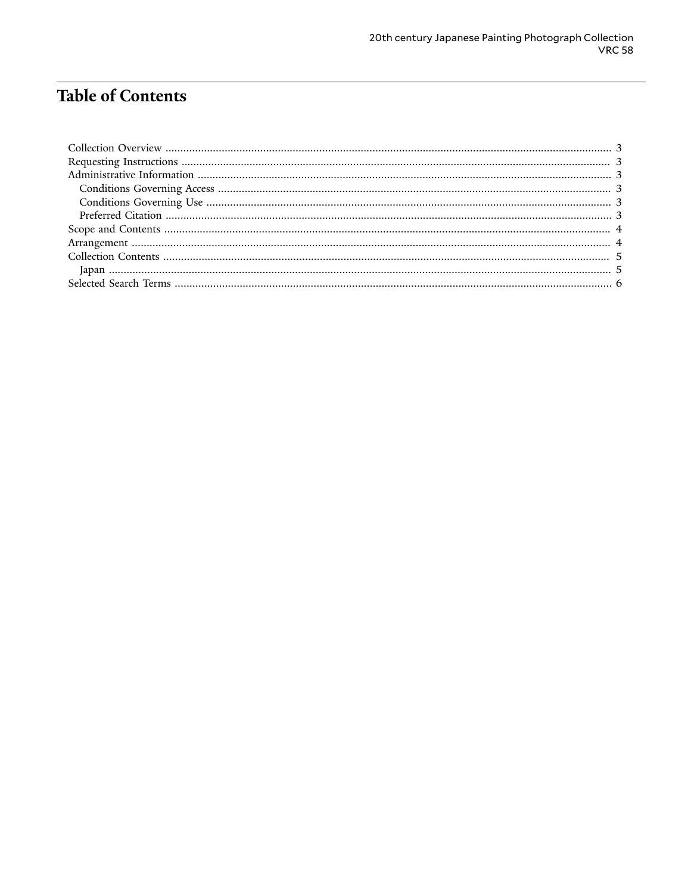# Table of Contents

- Collection Overview ..... 3
- Requesting Instructions ..... 3
- Administrative Information ..... 3
  - Conditions Governing Access ..... 3
  - Conditions Governing Use ..... 3
  - Preferred Citation ..... 3
- Scope and Contents ..... 4
- Arrangement ..... 4
- Collection Contents ..... 5
  - Japan ..... 5
- Selected Search Terms ..... 6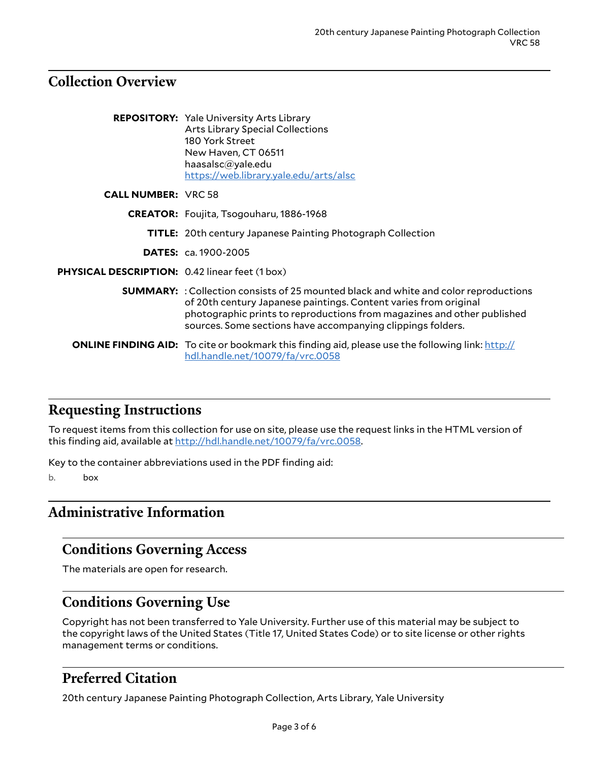## Collection Overview

**REPOSITORY:** Yale University Arts Library
Arts Library Special Collections
180 York Street
New Haven, CT 06511
haasalsc@yale.edu
https://web.library.yale.edu/arts/alsc

**CALL NUMBER:** VRC 58

**CREATOR:** Foujita, Tsogouharu, 1886-1968

**TITLE:** 20th century Japanese Painting Photograph Collection

**DATES:** ca. 1900-2005

**PHYSICAL DESCRIPTION:** 0.42 linear feet (1 box)

**SUMMARY:** : Collection consists of 25 mounted black and white and color reproductions of 20th century Japanese paintings. Content varies from original photographic prints to reproductions from magazines and other published sources. Some sections have accompanying clippings folders.

**ONLINE FINDING AID:** To cite or bookmark this finding aid, please use the following link: http://hdl.handle.net/10079/fa/vrc.0058

## Requesting Instructions

To request items from this collection for use on site, please use the request links in the HTML version of this finding aid, available at http://hdl.handle.net/10079/fa/vrc.0058.

Key to the container abbreviations used in the PDF finding aid:

b. box

## Administrative Information

### Conditions Governing Access

The materials are open for research.

### Conditions Governing Use

Copyright has not been transferred to Yale University. Further use of this material may be subject to the copyright laws of the United States (Title 17, United States Code) or to site license or other rights management terms or conditions.

### Preferred Citation

20th century Japanese Painting Photograph Collection, Arts Library, Yale University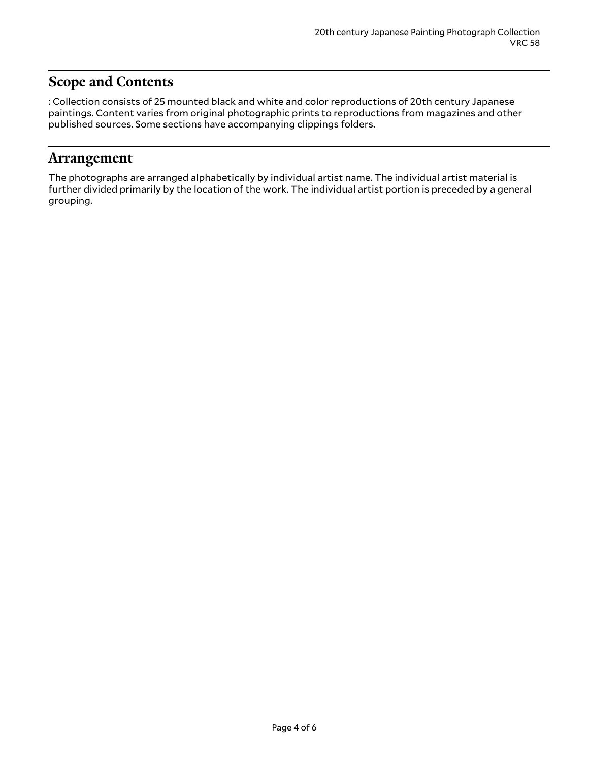## Scope and Contents

: Collection consists of 25 mounted black and white and color reproductions of 20th century Japanese paintings. Content varies from original photographic prints to reproductions from magazines and other published sources. Some sections have accompanying clippings folders.

## Arrangement

The photographs are arranged alphabetically by individual artist name. The individual artist material is further divided primarily by the location of the work. The individual artist portion is preceded by a general grouping.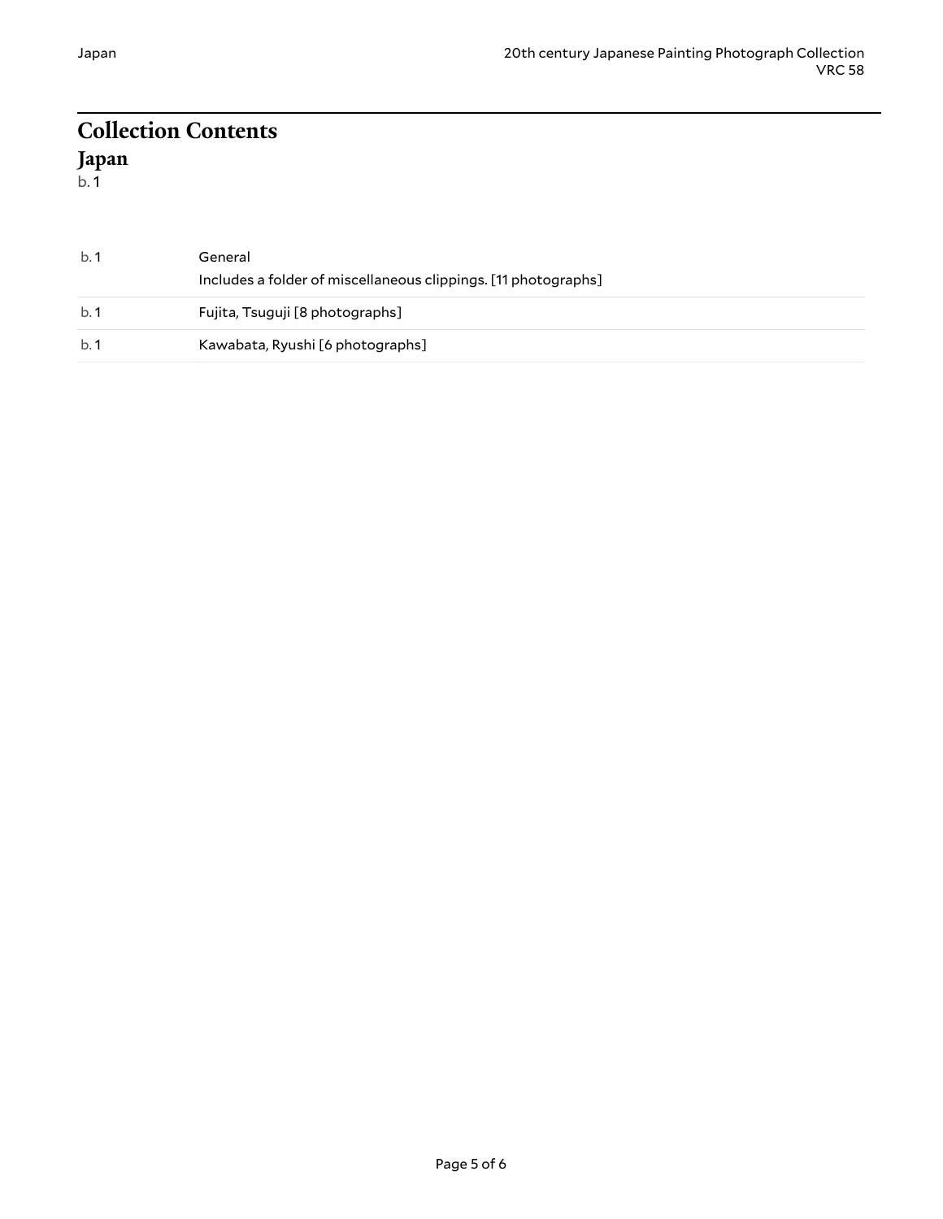## Collection Contents

### Japan

b. 1

| | |
|---|---|
| b. 1 | General<br>Includes a folder of miscellaneous clippings. [11 photographs] |
| b. 1 | Fujita, Tsuguji [8 photographs] |
| b. 1 | Kawabata, Ryushi [6 photographs] |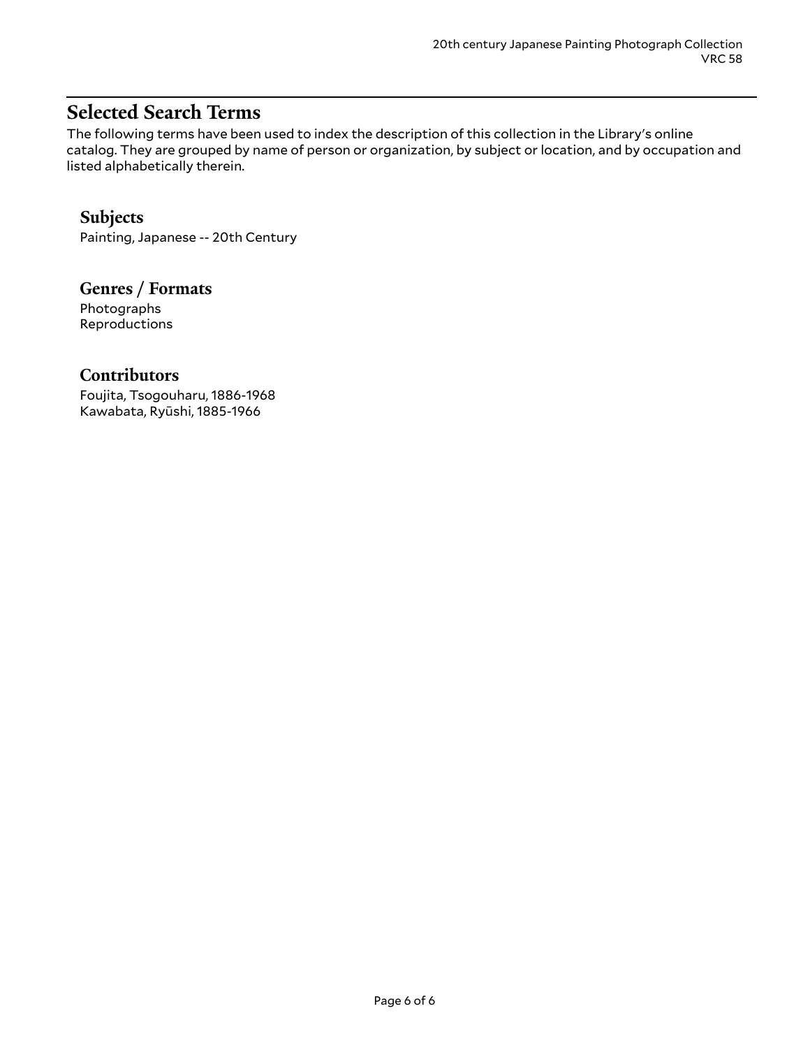## Selected Search Terms

The following terms have been used to index the description of this collection in the Library's online catalog. They are grouped by name of person or organization, by subject or location, and by occupation and listed alphabetically therein.

### Subjects

Painting, Japanese -- 20th Century

### Genres / Formats

Photographs
Reproductions

### Contributors

Foujita, Tsogouharu, 1886-1968
Kawabata, Ryūshi, 1885-1966